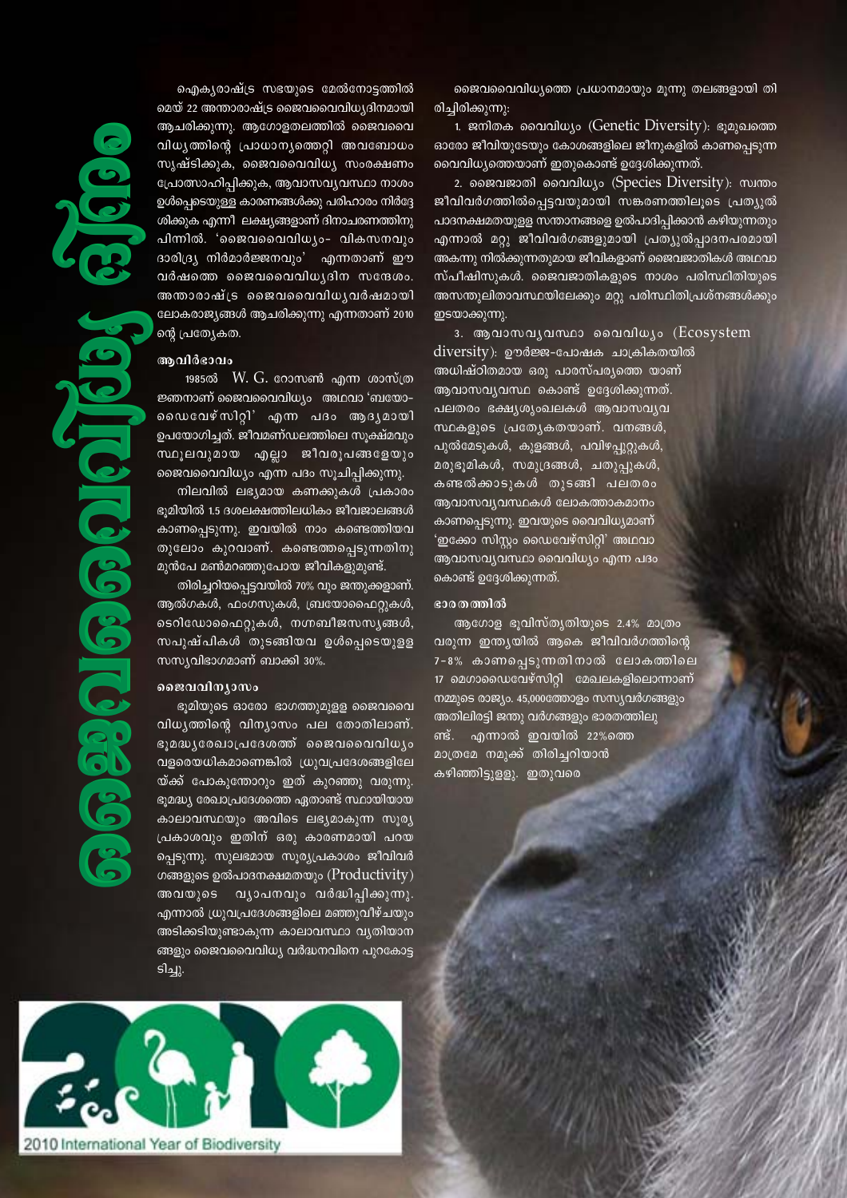// 

# ജൈവവൈവിധ്യ ദിനം

ഐക്യരാഷ്ട്ര സഭയുടെ മേൽനോട്ടത്തിൽ മെയ് 22 അന്താരാഷ്ട്ര ജൈവവൈവിധ്യദിനമായി ആചരിക്കുന്നു. ആഗോളതലത്തിൽ ജൈവവൈവിധ്യത്തിന്റെ പ്രാധാന്യത്തെറ്റി അവബോധം സൃഷ്ടിക്കുക, ജൈവവൈവിധ്യ സംരക്ഷണം പ്രോത്സാഹിപ്പിക്കുക, ആവാസവ്യവസ്ഥാ നാശം ഉൾപ്പെടെയുള്ള കാരണങ്ങൾക്കു പരിഹാരം നിർദ്ദേശിക്കുക എന്നീ ലക്ഷ്യങ്ങളാണ് ദിനാചരണത്തിനു പിന്നിൽ. 'ജൈവവൈവിധ്യം- വികസനവും ദാരിദ്ര്യ നിർമാർജ്ജനവും' എന്നതാണ് ഈ വർഷത്തെ ജൈവവൈവിധ്യദിന സന്ദേശം. അന്താരാഷ്ട്ര ജൈവവൈവിധ്യവർഷമായി ലോകരാജ്യങ്ങൾ ആചരിക്കുന്നു എന്നതാണ് 2010 ന്റെ പ്രത്യേകത.

## ആവിർഭാവം

1985ൽ W. G. റോസൺ എന്ന ശാസ്ത്രജ്ഞനാണ് ജൈവവൈവിധ്യം അഥവാ 'ബയോ-ഡൈവേഴ്സിറ്റി' എന്ന പദം ആദ്യമായി ഉപയോഗിച്ചത്. ജീവമണ്ഡലത്തിലെ സൂക്ഷ്മവും സ്ഥൂലവുമായ എല്ലാ ജീവരൂപങ്ങളേയും ജൈവവൈവിധ്യം എന്ന പദം സൂചിപ്പിക്കുന്നു.

നിലവിൽ ലഭ്യമായ കണക്കുകൾ പ്രകാരം ഭൂമിയിൽ 1.5 ദശലക്ഷത്തിലധികം ജീവജാലങ്ങൾ കാണപ്പെടുന്നു. ഇവയിൽ നാം കണ്ടെത്തിയവ തുലോം കുറവാണ്. കണ്ടെത്തപ്പെടുന്നതിനു മുൻപേ മൺമറഞ്ഞുപോയ ജീവികളുമുണ്ട്.

തിരിച്ചറിയപ്പെട്ടവയിൽ 70% വും ജന്തുക്കളാണ്. ആൽഗകൾ, ഫംഗസുകൾ, ബ്രയോഫൈറ്റുകൾ, ടെറിഡോഫൈറ്റുകൾ, നഗ്നബീജസസ്യങ്ങൾ, സപുഷ്പികൾ തുടങ്ങിയവ ഉൾപ്പെടെയുള്ള സസ്യവിഭാഗമാണ് ബാക്കി 30%.

## ജൈവവിന്യാസം

ഭൂമിയുടെ ഓരോ ഭാഗത്തുമുള്ള ജൈവവൈവിധ്യത്തിന്റെ വിന്യാസം പല തോതിലാണ്. ഭൂമധ്യരേഖാപ്രദേശത്ത് ജൈവവൈവിധ്യം വളരെയധികമാണെങ്കിൽ ധ്രുവപ്രദേശങ്ങളിലേയ്ക്ക് പോകുന്തോറും ഇത് കുറഞ്ഞു വരുന്നു. ഭൂമധ്യ രേഖാപ്രദേശത്തെ ഏതാണ്ട് സ്ഥായിയായ കാലാവസ്ഥയും അവിടെ ലഭ്യമാകുന്ന സൂര്യപ്രകാശവും ഇതിന് ഒരു കാരണമായി പറയപ്പെടുന്നു. സുലഭമായ സൂര്യപ്രകാശം ജീവിവർഗങ്ങളുടെ ഉത്പാദനക്ഷമതയും (Productivity) അവയുടെ വ്യാപനവും വർദ്ധിപ്പിക്കുന്നു. എന്നാൽ ധ്രുവപ്രദേശങ്ങളിലെ മഞ്ഞുവീഴ്ചയും അടിക്കടിയുണ്ടാകുന്ന കാലാവസ്ഥാ വ്യതിയാനങ്ങളും ജൈവവൈവിധ്യ വർദ്ധനവിനെ പുറകോട്ടടിച്ചു.

2010 International Year of Biodiversity

ജൈവവൈവിധ്യത്തെ പ്രധാനമായും മൂന്നു തലങ്ങളായി തിരിച്ചിരിക്കുന്നു:

1. ജനിതക വൈവിധ്യം (Genetic Diversity): ഭൂമുഖത്തെ ഓരോ ജീവിയുടേയും കോശങ്ങളിലെ ജീനുകളിൽ കാണപ്പെടുന്ന വൈവിധ്യത്തെയാണ് ഇതുകൊണ്ട് ഉദ്ദേശിക്കുന്നത്.

2. ജൈവജാതി വൈവിധ്യം (Species Diversity): സ്വന്തം ജീവിവർഗത്തിൽപ്പെട്ടവയുമായി സങ്കരണത്തിലൂടെ പ്രത്യുൽപാദനക്ഷമതയുള്ള സന്താനങ്ങളെ ഉൽപാദിപ്പിക്കാൻ കഴിയുന്നതും എന്നാൽ മറ്റു ജീവിവർഗങ്ങളുമായി പ്രത്യുൽപ്പാദനപരമായി അകന്നു നിൽക്കുന്നതുമായ ജീവികളാണ് ജൈവജാതികൾ അഥവാ സ്പീഷിസുകൾ. ജൈവജാതികളുടെ നാശം പരിസ്ഥിതിയുടെ അസന്തുലിതാവസ്ഥയിലേക്കും മറ്റു പരിസ്ഥിതിപ്രശ്നങ്ങൾക്കും ഇടയാക്കുന്നു.

3. ആവാസവ്യവസ്ഥാ വൈവിധ്യം (Ecosystem diversity): ഊർജ്ജ-പോഷക ചാക്രികതയിൽ അധിഷ്ഠിതമായ ഒരു പാരസ്പര്യത്തെ യാണ് ആവാസവ്യവസ്ഥ കൊണ്ട് ഉദ്ദേശിക്കുന്നത്. പലതരം ഭക്ഷ്യശൃംഖലകൾ ആവാസവ്യവസ്ഥകളുടെ പ്രത്യേകതയാണ്. വനങ്ങൾ, പുൽമേടുകൾ, കുളങ്ങൾ, പവിഴപ്പുറ്റുകൾ, മരുഭൂമികൾ, സമുദ്രങ്ങൾ, ചതുപ്പുകൾ, കണ്ടൽക്കാടുകൾ തുടങ്ങി പലതരം ആവാസവ്യവസ്ഥകൾ ലോകത്താകമാനം കാണപ്പെടുന്നു. ഇവയുടെ വൈവിധ്യമാണ് 'ഇക്കോ സിസ്റ്റം ഡൈവേഴ്സിറ്റി' അഥവാ ആവാസവ്യവസ്ഥാ വൈവിധ്യം എന്ന പദം കൊണ്ട് ഉദ്ദേശിക്കുന്നത്.

## ഭാരതത്തിൽ

ആഗോള ഭൂവിസ്തൃതിയുടെ 2.4% മാത്രം വരുന്ന ഇന്ത്യയിൽ ആകെ ജീവിവർഗത്തിന്റെ 7-8% കാണപ്പെടുന്നതിനാൽ ലോകത്തിലെ 17 മെഗാഡൈവേഴ്സിറ്റി മേഖലകളിലൊന്നാണ് നമ്മുടെ രാജ്യം. 45,000ത്തോളം സസ്യവർഗങ്ങളും അതിലിരട്ടി ജന്തു വർഗങ്ങളും ഭാരതത്തിലുണ്ട്. എന്നാൽ ഇവയിൽ 22%ത്തെ മാത്രമേ നമുക്ക് തിരിച്ചറിയാൻ കഴിഞ്ഞിട്ടുള്ളൂ. ഇതുവരെ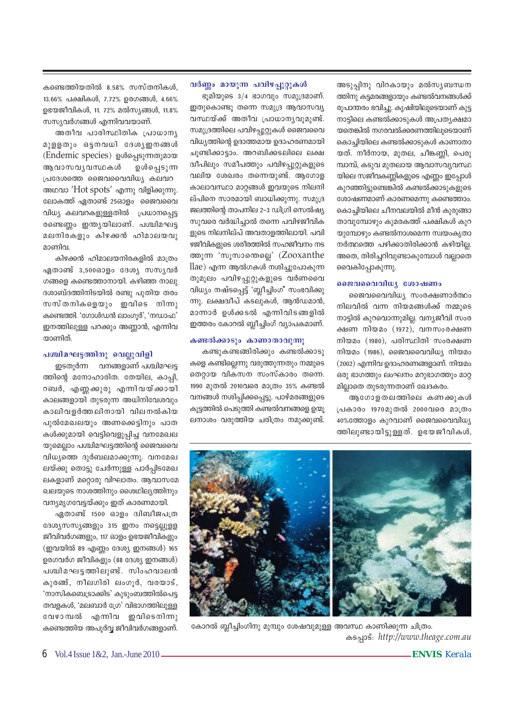കണ്ടെത്തിയതിൽ 8.58% സസ്തനികൾ, 13.66% പക്ഷികൾ, 7.72% ഉരഗങ്ങൾ, 4.66% ഉഭയജീവികൾ, 11. 72% മൽസ്യങ്ങൾ, 11.8% സസ്യവർഗങ്ങൾ എന്നിവയാണ്.

അതീവ പാരിസ്ഥിതിക പ്രാധാന്യമുള്ളതും ഒട്ടനവധി ദേശ്യഇനങ്ങൾ (Endemic species) ഉൾപ്പെടുന്നതുമായ ആവാസവ്യവസ്ഥകൾ ഉൾപ്പെടുന്ന പ്രദേശത്തെ ജൈവവൈവിധ്യ കലവറ അഥവാ 'Hot spots' എന്നു വിളിക്കുന്നു. ലോകത്ത് ഏതാണ്ട് 25ഓളം ജൈവവൈവിധ്യ കലവറകളുള്ളതിൽ പ്രധാനപ്പെട്ട രണ്ടെണ്ണം ഇന്ത്യയിലാണ്. പശ്ചിമഘട്ട മലനിരകളും കിഴക്കൻ ഹിമാലയവുമാണിവ.

കിഴക്കൻ ഹിമാലയനിരകളിൽ മാത്രം ഏതാണ്ട് 3,500ഓളം ദേശ്യ സസ്യവർഗങ്ങളെ കണ്ടെത്താനായി. കഴിഞ്ഞ നാലു ദശാബ്ദത്തിനിടയിൽ രണ്ടു പുതിയ തരം സസ്തനികളെയും ഇവിടെ നിന്നു കണ്ടെത്തി. 'ഗോൾഡൻ ലാംഗൂർ', 'നഡാഫ' ഇനത്തിലുള്ള പറക്കും അണ്ണാൻ, എന്നിവയാണിത്.

## പശ്ചിമഘട്ടത്തിനു വെല്ലുവിളി

ഇടതൂർന്ന വനങ്ങളാണ് പശ്ചിമഘട്ടത്തിന്റെ മനോഹാരിത. തേയില, കാപ്പി, റബർ, എണ്ണക്കുരു എന്നിവയ്ക്കായി കാലങ്ങളായി തുടരുന്ന അധിനിവേശവും കാലിവളർത്തലിനായി വിലനൽകിയ പുൽമേഖലയും അണക്കെട്ടിനും പാതകൾക്കുമായി വെട്ടിവെളുപ്പിച്ച വനമേഖലയുമെല്ലാം പശ്ചിമഘട്ടത്തിന്റെ ജൈവവൈവിധ്യത്തെ ദുർബലമാക്കുന്നു. വനമേഖലയ്ക്കു തൊട്ടു ചേർന്നുള്ള പാർപ്പിടമേഖലകളാണ് മറ്റൊരു വിഘാതം. ആവാസമേഖലയുടെ നാശത്തിനും ശൈഥില്യത്തിനും വന്യമൃഗവേട്ടയ്ക്കും ഇത് കാരണമായി.

ഏതാണ്ട് 1500 ഓളം ദ്വിബീജപത്ര ദേശ്യസസ്യങ്ങളും 315 ഇനം നട്ടെല്ലുള്ള ജീവിവർഗങ്ങളും, 117 ഓളം ഉഭയജീവികളും (ഇവയിൽ 89 എണ്ണം ദേശ്യ ഇനങ്ങൾ) 165 ഉരഗവർഗ ജീവികളും (88 ദേശ്യ ഇനങ്ങൾ) പശ്ചിമഘട്ടത്തിലുണ്ട്. സിംഹവാലൻ കുരങ്ങ്, നീലഗിരി ലംഗൂർ, വരയാട്, 'നാസികബെട്രാക്കിട' കുടുംബത്തിൽപ്പെട്ട തവളകൾ, 'മലബാർ ഗ്രേ' വിഭാഗത്തിലുള്ള വേഴാമ്പൽ എന്നിവ ഇവിടെനിന്നു കണ്ടെത്തിയ അപൂർവ്വ ജീവിവർഗങ്ങളാണ്.

## വർണ്ണം മായുന്ന പവിഴപ്പുറ്റുകൾ

ഭൂമിയുടെ 3/4 ഭാഗവും സമുദ്രമാണ്. ഇതുകൊണ്ടു തന്നെ സമുദ്ര ആവാസവ്യവസ്ഥയ്ക്ക് അതീവ പ്രാധാന്യവുമുണ്ട്. സമുദ്രത്തിലെ പവിഴപ്പുറ്റുകൾ ജൈവവൈവിധ്യത്തിന്റെ ഉദാത്തമായ ഉദാഹരണമായി ചൂണ്ടിക്കാട്ടാം. അറബിക്കടലിലെ ലക്ഷദ്വീപിലും സമീപത്തും പവിഴപ്പുറ്റുകളുടെ വലിയ ശേഖരം തന്നെയുണ്ട്. ആഗോള കാലാവസ്ഥാ മാറ്റങ്ങൾ ഇവയുടെ നിലനില്പിനെ സാരമായി ബാധിക്കുന്നു. സമുദ്ര ജലത്തിന്റെ താപനില 2–3 ഡിഗ്രി സെൽഷ്യസുവരെ വർദ്ധിച്ചാൽ തന്നെ പവിഴജീവികളുടെ നിലനില്പ് അവതാളത്തിലായി. പവിഴജീവികളുടെ ശരീരത്തിൽ സഹജീവനം നടത്തുന്ന 'സൂസാന്തെല്ലെ' (Zooxanthellae) എന്ന ആൽഗകൾ നശിച്ചുപോകുന്നതുമൂലം പവിഴപ്പുറ്റുകളുടെ വർണവൈവിധ്യം നഷ്ടപ്പെട്ട് 'ബ്ലീച്ചിംഗ്' സംഭവിക്കുന്നു. ലക്ഷദ്വീപ് കടലുകൾ, ആൻഡമാൻ, മാന്നാർ ഉൾക്കടൽ എന്നിവിടങ്ങളിൽ ഇത്തരം കോറൽ ബ്ലീച്ചിംഗ് വ്യാപകമാണ്.

## കണ്ടൽക്കാടും കാണാതാവുന്നു

കണ്ടുകണ്ടങ്ങിരിക്കും കണ്ടൽക്കാടുകളെ കണ്ടില്ലെന്നു വരുത്തുന്നതും നമ്മുടെ തെറ്റായ വികസന സംസ്കാരം തന്നെ. 1990 മുതൽ 2010വരെ മാത്രം 35% കണ്ടൽ വനങ്ങൾ നശിപ്പിക്കപ്പെട്ടു. പാഴ്മരങ്ങളുടെ കൂട്ടത്തിൽ പെടുത്തി കണ്ടൽവനങ്ങളെ ഉന്മൂലനാശം വരുത്തിയ ചരിത്രം നമുക്കുണ്ട്. അടുപ്പിനു വിറകായും മൽസ്യബന്ധനത്തിനു കട്ടമരങ്ങളായും കണ്ടൽവനങ്ങൾക്ക് രൂപാന്തരം ഭവിച്ചു. കൃഷിയിലൂടെയാണ് കുട്ടനാട്ടിലെ കണ്ടൽക്കാടുകൾ അപ്രത്യക്ഷമായതെങ്കിൽ നഗരവൽക്കരണത്തിലൂടെയാണ് കൊച്ചിയിലെ കണ്ടൽക്കാടുകൾ കാണാതായത്. നീർനായ, മുതല, ചീങ്കണ്ണി, പെരുമ്പാമ്പ്, കടുവ മുതലായ ആവാസവ്യവസ്ഥയിലെ സജീവകണ്ണികളുടെ എണ്ണം ഇപ്പോൾ കുറഞ്ഞിട്ടുണ്ടെങ്കിൽ കണ്ടൽക്കാടുകളുടെ ശോഷണമാണ് കാരണമെന്നു കണ്ടെത്താം. കൊച്ചിയിലെ ചീനവലയിൽ മീൻ കുറുങ്ങാതാവുമ്പോഴും കുമരകത്ത് പക്ഷികൾ കുറയുമ്പോഴും കണ്ടൽനാശമെന്ന സ്വയംകൃതാനർത്ഥത്തെ പഴിക്കാതിരിക്കാൻ കഴിയില്ല. അതെ, തിരിച്ചറിവുണ്ടാകുമ്പോൾ വല്ലാതെ വൈകിപ്പോകുന്നു.

## ജൈവവൈവിധ്യ ശോഷണം

ജൈവവൈവിധ്യ സംരക്ഷണാർത്ഥം നിലവിൽ വന്ന നിയമങ്ങൾക്ക് നമ്മുടെ നാട്ടിൽ കുറവൊന്നുമില്ല. വന്യജീവി സംരക്ഷണ നിയമം (1972), വനസംരക്ഷണ നിയമം (1980), പരിസ്ഥിതി സംരക്ഷണ നിയമം (1986), ജൈവവൈവിധ്യ നിയമം (2002) എന്നിവ ഉദാഹരണങ്ങളാണ്. നിയമം ഒരു ഭാഗത്തും ലംഘനം മറുഭാഗത്തും മാറ്റമില്ലാതെ തുടരുന്നതാണ് ഖേദകരം.

ആഗോളതലത്തിലെ കണക്കുകൾ പ്രകാരം 1970മുതൽ 2000വരെ മാത്രം 40%ത്തോളം കുറവാണ് ജൈവവൈവിധ്യത്തിലുണ്ടായിട്ടുള്ളത്. ഉഭയജീവികൾ,

കോറൽ ബ്ലീച്ചിംഗിനു മുമ്പും ശേഷവുമുള്ള അവസ്ഥ കാണിക്കുന്ന ചിത്രം.
കടപ്പാട്: *http://www.theage.com.au*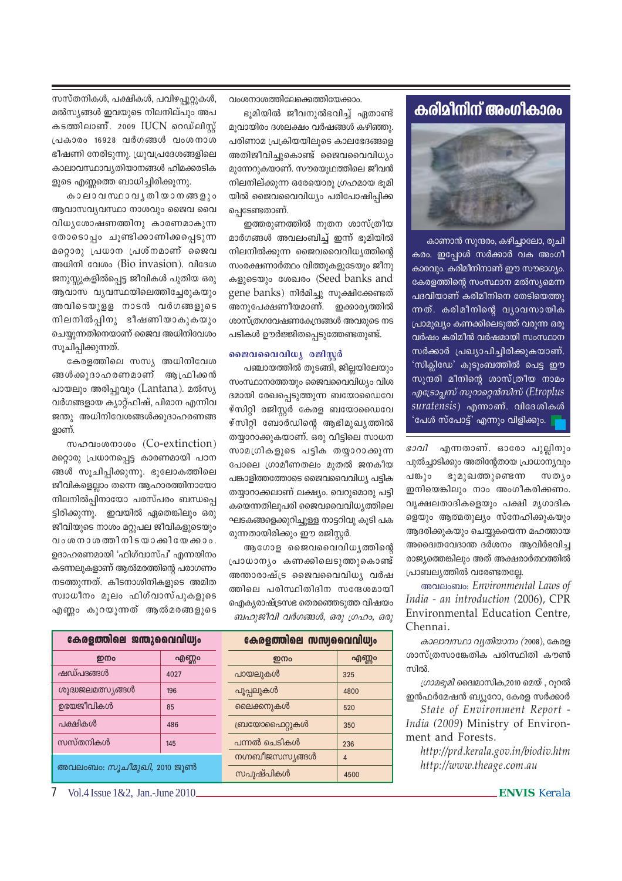സസ്തനികൾ, പക്ഷികൾ, പവിഴപ്പുറ്റുകൾ, മത്സ്യങ്ങൾ ഇവയുടെ നിലനില്പും അപകടത്തിലാണ്. 2009 IUCN റെഡ്ലിസ്റ്റ് പ്രകാരം 16928 വർഗങ്ങൾ വംശനാശ ഭീഷണി നേരിടുന്നു. ധ്രുവപ്രദേശങ്ങളിലെ കാലാവസ്ഥാവ്യതിയാനങ്ങൾ ഹിമക്കരടികളുടെ എണ്ണത്തെ ബാധിച്ചിരിക്കുന്നു.

കാലാവസ്ഥാവ്യതിയാനങ്ങളും ആവാസവ്യവസ്ഥാ നാശവും ജൈവ വൈവിധ്യശോഷണത്തിനു കാരണമാകുന്നതോടൊപ്പം ചൂണ്ടിക്കാണിക്കപ്പെടുന്ന മറ്റൊരു പ്രധാന പ്രശ്നമാണ് ജൈവ അധിനി വേശം (Bio invasion). വിദേശ ജനുസ്സുകളിൽപ്പെട്ട ജീവികൾ പുതിയ ഒരു ആവാസ വ്യവസ്ഥയിലെത്തിച്ചേരുകയും അവിടെയുളള നാടൻ വർഗങ്ങളുടെ നിലനിൽപ്പിനു ഭീഷണിയാകുകയും ചെയ്യുന്നതിനെയാണ് ജൈവ അധിനിവേശം സൂചിപ്പിക്കുന്നത്.

കേരളത്തിലെ സസ്യ അധിനിവേശങ്ങൾക്കുദാഹരണമാണ് ആഫ്രിക്കൻ പായലും അരിപ്പൂവും (Lantana). മത്സ്യ വർഗങ്ങളായ ക്യാറ്റ്ഫിഷ്, പിരാന എന്നിവ ജന്തു അധിനിവേശങ്ങൾക്കുദാഹരണങ്ങളാണ്.

സഹവംശനാശം (Co-extinction) മറ്റൊരു പ്രധാനപ്പെട്ട കാരണമായി പഠനങ്ങൾ സൂചിപ്പിക്കുന്നു. ഭൂലോകത്തിലെ ജീവികളെല്ലാം തന്നെ ആഹാരത്തിനായോ നിലനിൽപ്പിനായോ പരസ്പരം ബന്ധപ്പെട്ടിരിക്കുന്നു. ഇവയിൽ ഏതെങ്കിലും ഒരു ജീവിയുടെ നാശം മറ്റുപല ജീവികളുടെയും വംശനാശത്തിനിടയാക്കിയേക്കാം. ഉദാഹരണമായി 'ഫിഗ്‌വാസ്പ്' എന്നയിനം കടന്നലുകളാണ് ആൽമരത്തിന്റെ പരാഗണം നടത്തുന്നത്. കീടനാശിനികളുടെ അമിത സ്വാധീനം മൂലം ഫിഗ്‌വാസ്പുകളുടെ എണ്ണം കുറയുന്നത് ആൽമരങ്ങളുടെ വംശനാശത്തിലേക്കെത്തിയേക്കാം.

ഭൂമിയിൽ ജീവനുൽഭവിച്ച് ഏതാണ്ട് മൂവായിരം ദശലക്ഷം വർഷങ്ങൾ കഴിഞ്ഞു. പരിണാമ പ്രക്രിയയിലൂടെ കാലഭേദങ്ങളെ അതിജീവിച്ചുകൊണ്ട് ജൈവവൈവിധ്യം മുന്നേറുകയാണ്. സൗരയൂഥത്തിലെ ജീവൻ നിലനില്ക്കുന്ന ഒരേയൊരു ഗ്രഹമായ ഭൂമിയിൽ ജൈവവൈവിധ്യം പരിപോഷിപ്പിക്കപ്പെടേണ്ടതാണ്.

ഇത്തരുണത്തിൽ നൂതന ശാസ്ത്രീയ മാർഗങ്ങൾ അവലംബിച്ച് ഇന്ന് ഭൂമിയിൽ നിലനിൽക്കുന്ന ജൈവവൈവിധ്യത്തിന്റെ സംരക്ഷണാർത്ഥം വിത്തുകളുടേയും ജീനുകളുടെയും ശേഖരം (Seed banks and gene banks) നിർമ്മിച്ചു സൂക്ഷിക്കേണ്ടത് അനുപേക്ഷണീയമാണ്. ഇക്കാര്യത്തിൽ ശാസ്ത്രഗവേഷണകേന്ദ്രങ്ങൾ അവരുടെ നടപടികൾ ഊർജ്ജിതപ്പെടുത്തേണ്ടതുണ്ട്.

### ജൈവവൈവിധ്യ രജിസ്റ്റർ

പഞ്ചായത്തിൽ തുടങ്ങി, ജില്ലയിലേയും സംസ്ഥാനത്തേയും ജൈവവൈവിധ്യം വിശദമായി രേഖപ്പെടുത്തുന്ന ബയോഡൈവേഴ്സിറ്റി രജിസ്റ്റർ കേരള ബയോഡൈവേഴ്സിറ്റി ബോർഡിന്റെ ആഭിമുഖ്യത്തിൽ തയ്യാറാക്കുകയാണ്. ഒരു വീട്ടിലെ സാധന സാമഗ്രികളുടെ പട്ടിക തയ്യാറാക്കുന്ന പോലെ ഗ്രാമീണതലം മുതൽ ജനകീയ പങ്കാളിത്തത്തോടെ ജൈവവൈവിധ്യ പട്ടിക തയ്യാറാക്കലാണ് ലക്ഷ്യം. വെറുമൊരു പട്ടികയെന്നതിലുപരി ജൈവവൈവിധ്യത്തിലെ ഘടകങ്ങളെക്കുറിച്ചുള്ള നാട്ടറിവു കൂടി പകരുന്നതായിരിക്കും ഈ രജിസ്റ്റർ.

ആഗോള ജൈവവൈവിധ്യത്തിന്റെ പ്രാധാന്യം കണക്കിലെടുത്തുകൊണ്ട് അന്താരാഷ്ട്ര ജൈവവൈവിധ്യ വർഷത്തിലെ പരിസ്ഥിതിദിന സന്ദേശമായി ഐക്യരാഷ്ട്രസഭ തെരഞ്ഞെടുത്ത വിഷയം *ബഹുജീവി വർഗങ്ങൾ, ഒരു ഗ്രഹം, ഒരു ഭാവി* എന്നതാണ്. ഓരോ പുല്ലിനും പുൽച്ചാടിക്കും അതിന്റേതായ പ്രാധാന്യവും പങ്കും ഭൂമുഖത്തുണ്ടെന്ന സത്യം ഇനിയെങ്കിലും നാം അംഗീകരിക്കണം. വൃക്ഷലതാദികളെയും പക്ഷി മൃഗാദികളെയും ആത്മതുല്യം സ്നേഹിക്കുകയും ആദരിക്കുകയും ചെയ്യുകയെന്ന മഹത്തായ അദ്വൈതവേദാന്ത ദർശനം ആവിർഭവിച്ച രാജ്യത്തെങ്കിലും അത് അക്ഷരാർത്ഥത്തിൽ പ്രാബല്യത്തിൽ വരേണ്ടതല്ലേ.

അവലംബം: *Environmental Laws of India - an introduction* (2006), CPR Environmental Education Centre, Chennai.

*കാലാവസ്ഥാ വ്യതിയാനം* (2008), കേരള ശാസ്ത്രസാങ്കേതിക പരിസ്ഥിതി കൗൺസിൽ.

*ഗ്രാമഭൂമി* ദ്വൈമാസിക,2010 മെയ് , റൂറൽ ഇൻഫർമേഷൻ ബ്യൂറോ, കേരള സർക്കാർ

*State of Environment Report - India (2009)* Ministry of Environment and Forests.

*http://prd.kerala.gov.in/biodiv.htm*
*http://www.theage.com.au*

## കരിമീനിന് അംഗീകാരം

കാണാൻ സുന്ദരം, കഴിച്ചാലോ, രുചികരം. ഇപ്പോൾ സർക്കാർ വക അംഗീകാരവും. കരിമീനിനാണ് ഈ സൗഭാഗ്യം. കേരളത്തിന്റെ സംസ്ഥാന മത്സ്യമെന്ന പദവിയാണ് കരിമീനിനെ തേടിയെത്തുന്നത്. കരിമീനിന്റെ വ്യാവസായിക പ്രാമുഖ്യം കണക്കിലെടുത്ത് വരുന്ന ഒരു വർഷം കരിമീൻ വർഷമായി സംസ്ഥാന സർക്കാർ പ്രഖ്യാപിച്ചിരിക്കുകയാണ്. 'സിക്ലിഡേ' കുടുംബത്തിൽ പെട്ട ഈ സുന്ദരി മീനിന്റെ ശാസ്ത്രീയ നാമം *എട്രോപ്ലസ് സുറാറ്റെൻസിസ് (Etroplus suratensis)* എന്നാണ്. വിദേശികൾ 'പേൾ സ്പോട്ട്' എന്നും വിളിക്കും.

**കേരളത്തിലെ ജന്തുവൈവിധ്യം**

| ഇനം | എണ്ണം |
|---|---|
| ഷഡ്പദങ്ങൾ | 4027 |
| ശുദ്ധജലമത്സ്യങ്ങൾ | 196 |
| ഉഭയജീവികൾ | 85 |
| പക്ഷികൾ | 486 |
| സസ്തനികൾ | 145 |

അവലംബം: *സൂചിമുഖി*, 2010 ജൂൺ

**കേരളത്തിലെ സസ്യവൈവിധ്യം**

| ഇനം | എണ്ണം |
|---|---|
| പായലുകൾ | 325 |
| പൂപ്പലുകൾ | 4800 |
| ലൈക്കനുകൾ | 520 |
| ബ്രയോഫൈറ്റുകൾ | 350 |
| പന്നൽ ചെടികൾ | 236 |
| നഗ്നബീജസസ്യങ്ങൾ | 4 |
| സപുഷ്പികൾ | 4500 |